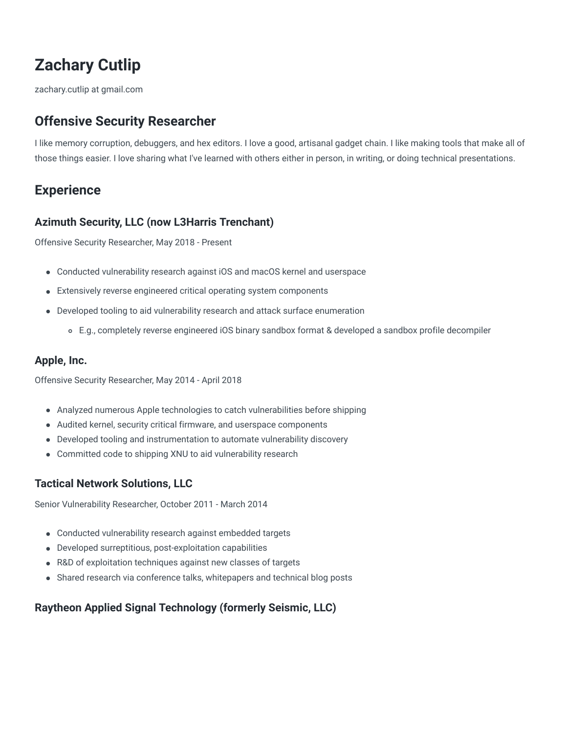# Zachary Cutlip

zachary.cutlip at gmail.com

## Offensive Security Researcher

I like memory corruption, debuggers, and hex editors. I love a good, artisanal gadget chain. I like making tools that make all of those things easier. I love sharing what I've learned with others either in person, in writing, or doing technical presentations.

## Experience

### Azimuth Security, LLC (now L3Harris Trenchant)

Offensive Security Researcher, May 2018 - Present

- Conducted vulnerability research against iOS and macOS kernel and userspace
- Extensively reverse engineered critical operating system components
- Developed tooling to aid vulnerability research and attack surface enumeration
  - E.g., completely reverse engineered iOS binary sandbox format & developed a sandbox profile decompiler

### Apple, Inc.

Offensive Security Researcher, May 2014 - April 2018

- Analyzed numerous Apple technologies to catch vulnerabilities before shipping
- Audited kernel, security critical firmware, and userspace components
- Developed tooling and instrumentation to automate vulnerability discovery
- Committed code to shipping XNU to aid vulnerability research

### Tactical Network Solutions, LLC

Senior Vulnerability Researcher, October 2011 - March 2014

- Conducted vulnerability research against embedded targets
- Developed surreptitious, post-exploitation capabilities
- R&D of exploitation techniques against new classes of targets
- Shared research via conference talks, whitepapers and technical blog posts

### Raytheon Applied Signal Technology (formerly Seismic, LLC)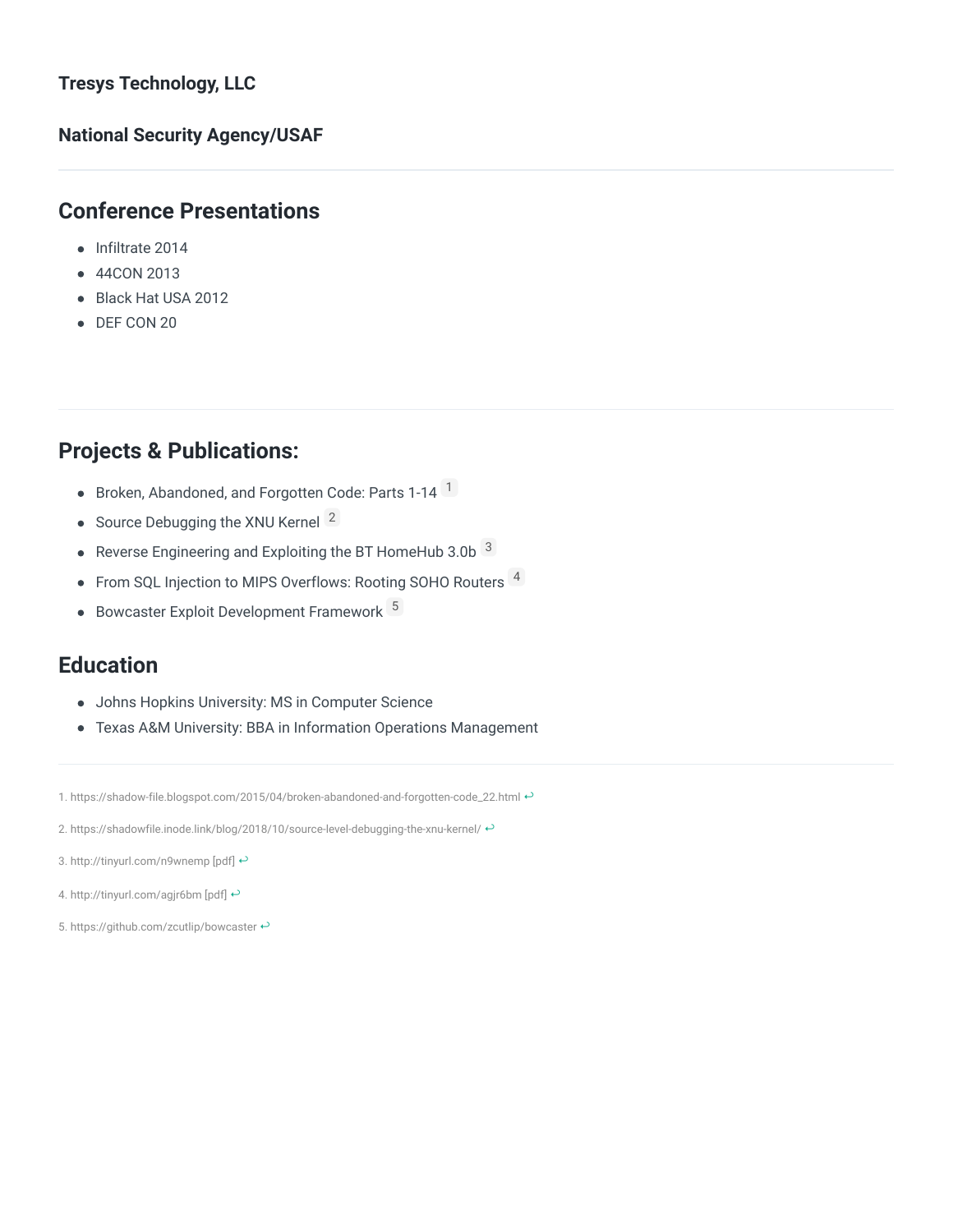### Tresys Technology, LLC

### National Security Agency/USAF

---

## Conference Presentations

- Infiltrate 2014
- 44CON 2013
- Black Hat USA 2012
- DEF CON 20

---

## Projects & Publications:

- Broken, Abandoned, and Forgotten Code: Parts 1-14 [1]
- Source Debugging the XNU Kernel [2]
- Reverse Engineering and Exploiting the BT HomeHub 3.0b [3]
- From SQL Injection to MIPS Overflows: Rooting SOHO Routers [4]
- Bowcaster Exploit Development Framework [5]

## Education

- Johns Hopkins University: MS in Computer Science
- Texas A&M University: BBA in Information Operations Management

---

1. https://shadow-file.blogspot.com/2015/04/broken-abandoned-and-forgotten-code_22.html ↩
2. https://shadowfile.inode.link/blog/2018/10/source-level-debugging-the-xnu-kernel/ ↩
3. http://tinyurl.com/n9wnemp [pdf] ↩
4. http://tinyurl.com/agjr6bm [pdf] ↩
5. https://github.com/zcutlip/bowcaster ↩